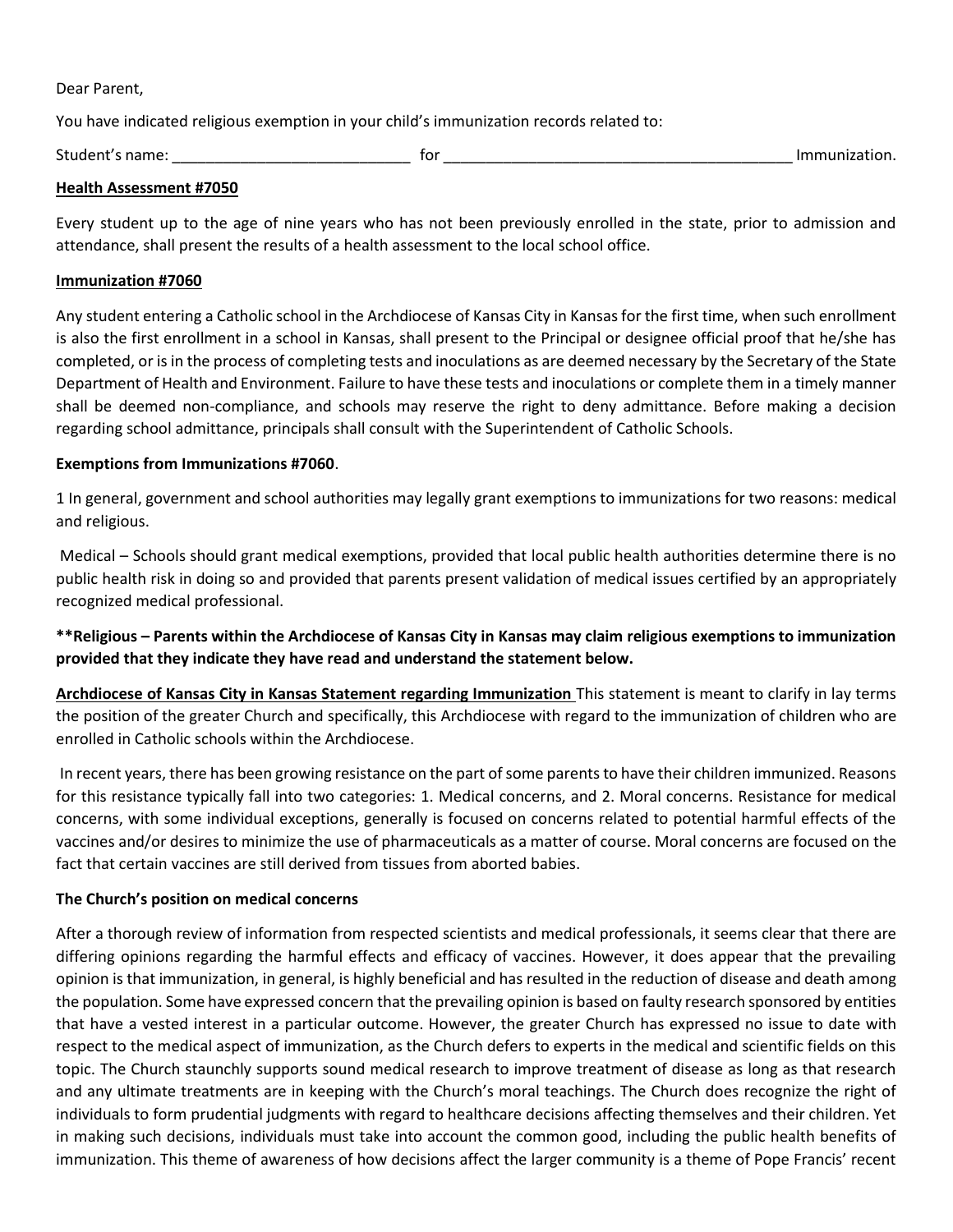Dear Parent,

You have indicated religious exemption in your child's immunization records related to:

Student's name: ____________________________ for _________________________________________ Immunization.

**Health Assessment #7050**

Every student up to the age of nine years who has not been previously enrolled in the state, prior to admission and attendance, shall present the results of a health assessment to the local school office.

**Immunization #7060**

Any student entering a Catholic school in the Archdiocese of Kansas City in Kansas for the first time, when such enrollment is also the first enrollment in a school in Kansas, shall present to the Principal or designee official proof that he/she has completed, or is in the process of completing tests and inoculations as are deemed necessary by the Secretary of the State Department of Health and Environment. Failure to have these tests and inoculations or complete them in a timely manner shall be deemed non-compliance, and schools may reserve the right to deny admittance. Before making a decision regarding school admittance, principals shall consult with the Superintendent of Catholic Schools.

**Exemptions from Immunizations #7060**.

1 In general, government and school authorities may legally grant exemptions to immunizations for two reasons: medical and religious.

Medical – Schools should grant medical exemptions, provided that local public health authorities determine there is no public health risk in doing so and provided that parents present validation of medical issues certified by an appropriately recognized medical professional.

****Religious – Parents within the Archdiocese of Kansas City in Kansas may claim religious exemptions to immunization provided that they indicate they have read and understand the statement below.**

**Archdiocese of Kansas City in Kansas Statement regarding Immunization** This statement is meant to clarify in lay terms the position of the greater Church and specifically, this Archdiocese with regard to the immunization of children who are enrolled in Catholic schools within the Archdiocese.

In recent years, there has been growing resistance on the part of some parents to have their children immunized. Reasons for this resistance typically fall into two categories: 1. Medical concerns, and 2. Moral concerns. Resistance for medical concerns, with some individual exceptions, generally is focused on concerns related to potential harmful effects of the vaccines and/or desires to minimize the use of pharmaceuticals as a matter of course. Moral concerns are focused on the fact that certain vaccines are still derived from tissues from aborted babies.

**The Church's position on medical concerns**

After a thorough review of information from respected scientists and medical professionals, it seems clear that there are differing opinions regarding the harmful effects and efficacy of vaccines. However, it does appear that the prevailing opinion is that immunization, in general, is highly beneficial and has resulted in the reduction of disease and death among the population. Some have expressed concern that the prevailing opinion is based on faulty research sponsored by entities that have a vested interest in a particular outcome. However, the greater Church has expressed no issue to date with respect to the medical aspect of immunization, as the Church defers to experts in the medical and scientific fields on this topic. The Church staunchly supports sound medical research to improve treatment of disease as long as that research and any ultimate treatments are in keeping with the Church's moral teachings. The Church does recognize the right of individuals to form prudential judgments with regard to healthcare decisions affecting themselves and their children. Yet in making such decisions, individuals must take into account the common good, including the public health benefits of immunization. This theme of awareness of how decisions affect the larger community is a theme of Pope Francis' recent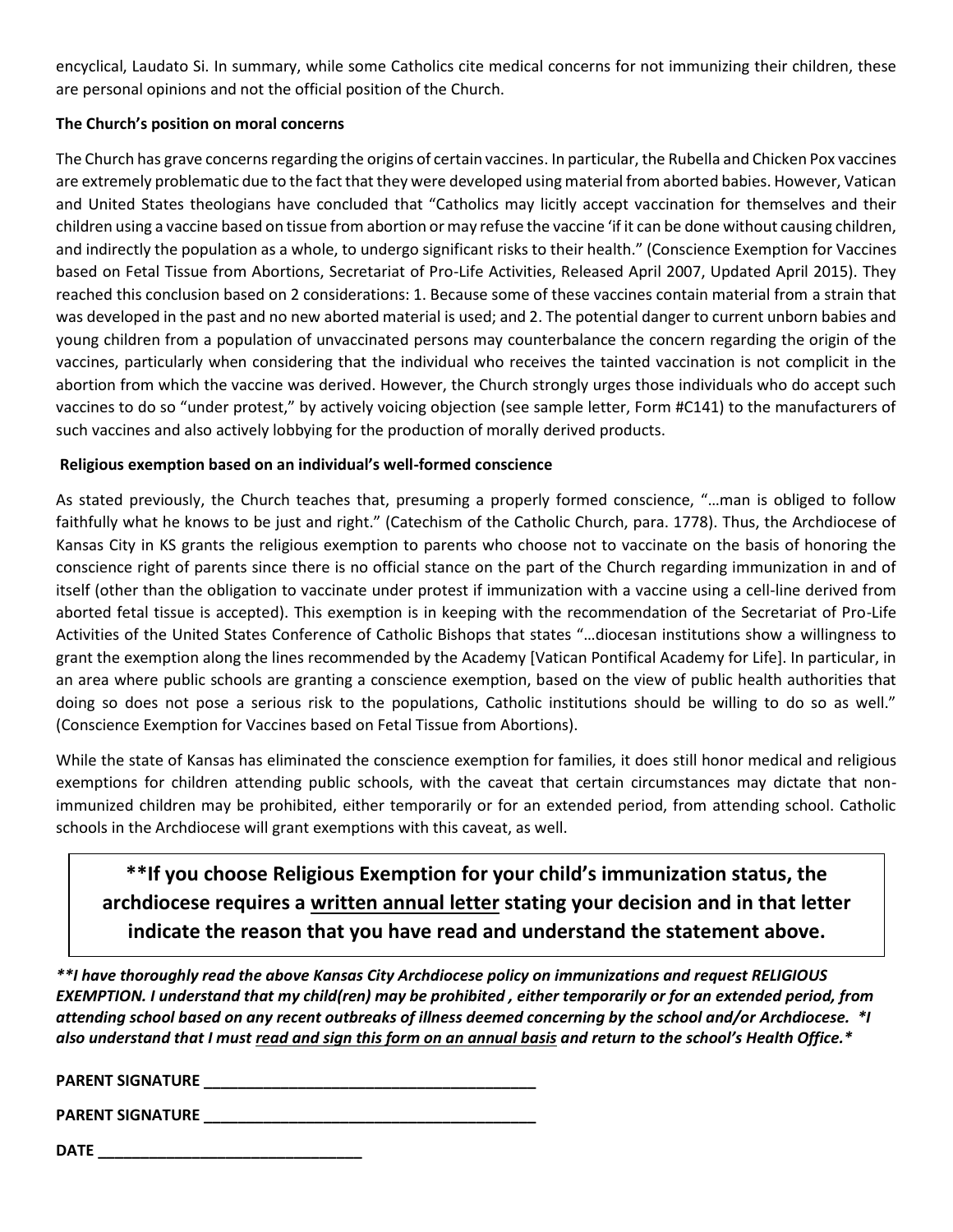encyclical, Laudato Si. In summary, while some Catholics cite medical concerns for not immunizing their children, these are personal opinions and not the official position of the Church.

**The Church's position on moral concerns**

The Church has grave concerns regarding the origins of certain vaccines. In particular, the Rubella and Chicken Pox vaccines are extremely problematic due to the fact that they were developed using material from aborted babies. However, Vatican and United States theologians have concluded that "Catholics may licitly accept vaccination for themselves and their children using a vaccine based on tissue from abortion or may refuse the vaccine 'if it can be done without causing children, and indirectly the population as a whole, to undergo significant risks to their health." (Conscience Exemption for Vaccines based on Fetal Tissue from Abortions, Secretariat of Pro-Life Activities, Released April 2007, Updated April 2015). They reached this conclusion based on 2 considerations: 1. Because some of these vaccines contain material from a strain that was developed in the past and no new aborted material is used; and 2. The potential danger to current unborn babies and young children from a population of unvaccinated persons may counterbalance the concern regarding the origin of the vaccines, particularly when considering that the individual who receives the tainted vaccination is not complicit in the abortion from which the vaccine was derived. However, the Church strongly urges those individuals who do accept such vaccines to do so "under protest," by actively voicing objection (see sample letter, Form #C141) to the manufacturers of such vaccines and also actively lobbying for the production of morally derived products.

**Religious exemption based on an individual's well-formed conscience**

As stated previously, the Church teaches that, presuming a properly formed conscience, "…man is obliged to follow faithfully what he knows to be just and right." (Catechism of the Catholic Church, para. 1778). Thus, the Archdiocese of Kansas City in KS grants the religious exemption to parents who choose not to vaccinate on the basis of honoring the conscience right of parents since there is no official stance on the part of the Church regarding immunization in and of itself (other than the obligation to vaccinate under protest if immunization with a vaccine using a cell-line derived from aborted fetal tissue is accepted). This exemption is in keeping with the recommendation of the Secretariat of Pro-Life Activities of the United States Conference of Catholic Bishops that states "…diocesan institutions show a willingness to grant the exemption along the lines recommended by the Academy [Vatican Pontifical Academy for Life]. In particular, in an area where public schools are granting a conscience exemption, based on the view of public health authorities that doing so does not pose a serious risk to the populations, Catholic institutions should be willing to do so as well." (Conscience Exemption for Vaccines based on Fetal Tissue from Abortions).

While the state of Kansas has eliminated the conscience exemption for families, it does still honor medical and religious exemptions for children attending public schools, with the caveat that certain circumstances may dictate that non-immunized children may be prohibited, either temporarily or for an extended period, from attending school. Catholic schools in the Archdiocese will grant exemptions with this caveat, as well.

**\*\*If you choose Religious Exemption for your child's immunization status, the archdiocese requires a <u>written annual letter</u> stating your decision and in that letter indicate the reason that you have read and understand the statement above.**

***\*\*I have thoroughly read the above Kansas City Archdiocese policy on immunizations and request RELIGIOUS EXEMPTION. I understand that my child(ren) may be prohibited , either temporarily or for an extended period, from attending school based on any recent outbreaks of illness deemed concerning by the school and/or Archdiocese. \*I also understand that I must <u>read and sign this form on an annual basis</u> and return to the school's Health Office.\****

**PARENT SIGNATURE** ______________________________________

**PARENT SIGNATURE** ______________________________________

**DATE** ______________________________